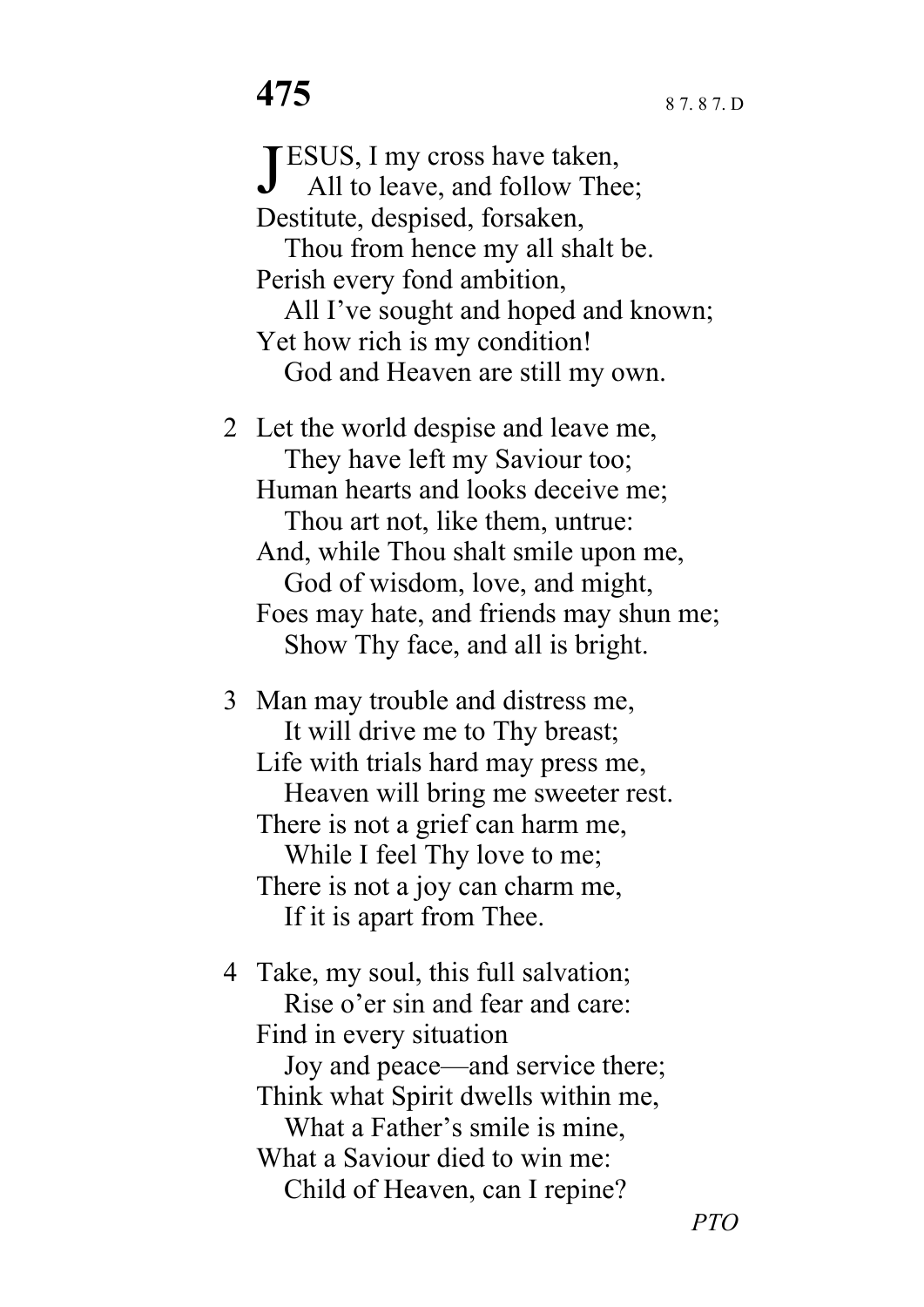# 475

8 7. 8 7. D

JESUS, I my cross have taken,
All to leave, and follow Thee;
Destitute, despised, forsaken,
Thou from hence my all shalt be.
Perish every fond ambition,
All I've sought and hoped and known;
Yet how rich is my condition!
God and Heaven are still my own.

2 Let the world despise and leave me,
They have left my Saviour too;
Human hearts and looks deceive me;
Thou art not, like them, untrue:
And, while Thou shalt smile upon me,
God of wisdom, love, and might,
Foes may hate, and friends may shun me;
Show Thy face, and all is bright.

3 Man may trouble and distress me,
It will drive me to Thy breast;
Life with trials hard may press me,
Heaven will bring me sweeter rest.
There is not a grief can harm me,
While I feel Thy love to me;
There is not a joy can charm me,
If it is apart from Thee.

4 Take, my soul, this full salvation;
Rise o'er sin and fear and care:
Find in every situation
Joy and peace—and service there;
Think what Spirit dwells within me,
What a Father's smile is mine,
What a Saviour died to win me:
Child of Heaven, can I repine?

*PTO*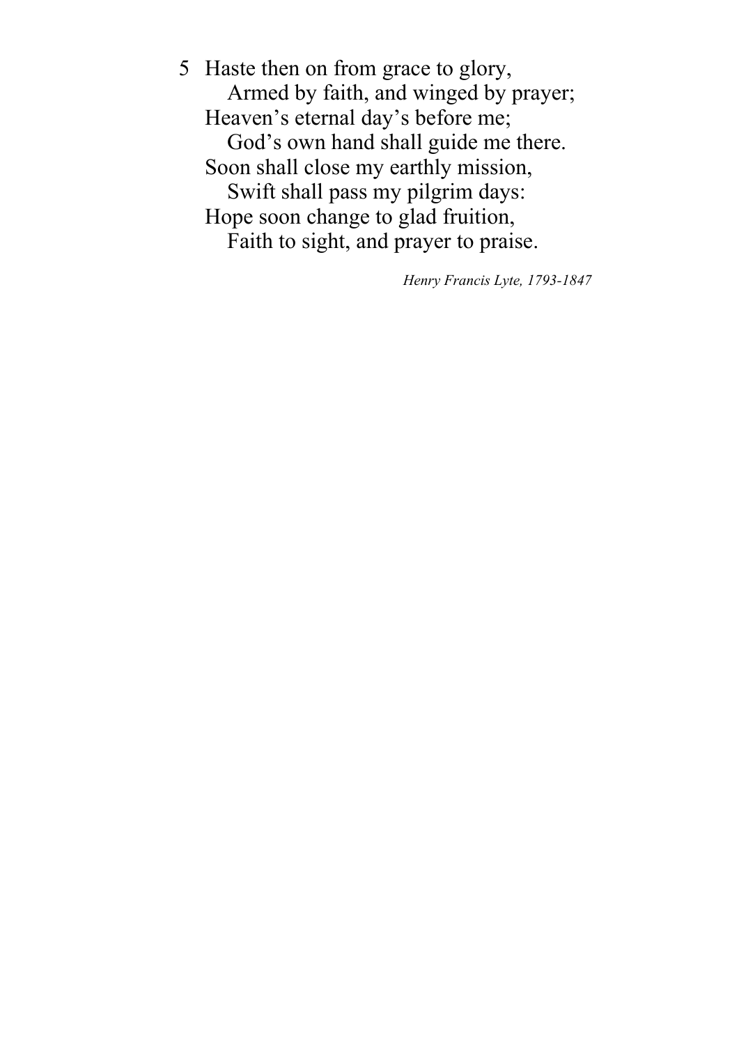5 Haste then on from grace to glory,
   Armed by faith, and winged by prayer;
Heaven’s eternal day’s before me;
   God’s own hand shall guide me there.
Soon shall close my earthly mission,
   Swift shall pass my pilgrim days:
Hope soon change to glad fruition,
   Faith to sight, and prayer to praise.

*Henry Francis Lyte, 1793-1847*